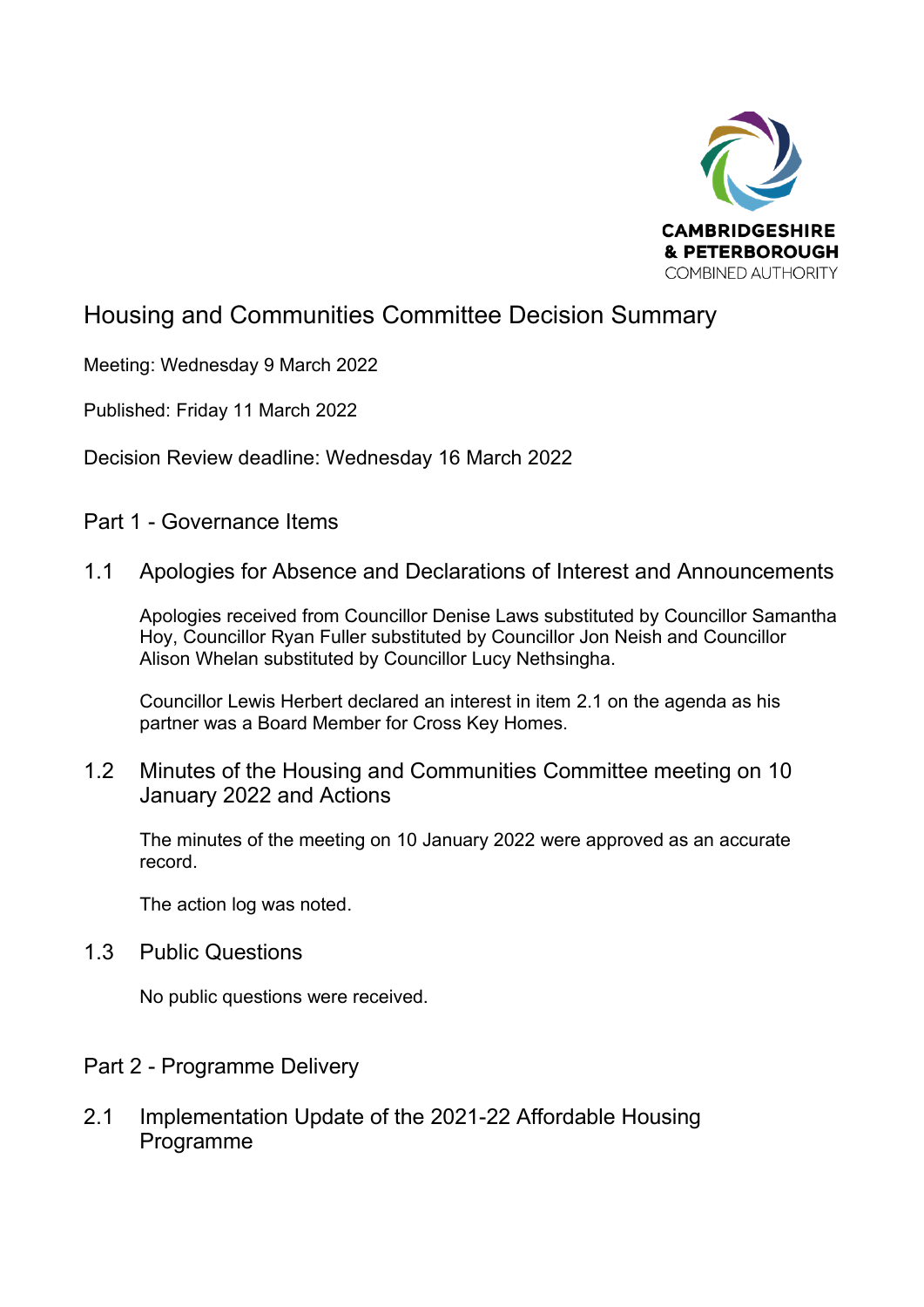# Housing and Communities Committee Decision Summary

Meeting: Wednesday 9 March 2022

Published: Friday 11 March 2022

Decision Review deadline: Wednesday 16 March 2022

## Part 1 - Governance Items

### 1.1 Apologies for Absence and Declarations of Interest and Announcements

Apologies received from Councillor Denise Laws substituted by Councillor Samantha Hoy, Councillor Ryan Fuller substituted by Councillor Jon Neish and Councillor Alison Whelan substituted by Councillor Lucy Nethsingha.

Councillor Lewis Herbert declared an interest in item 2.1 on the agenda as his partner was a Board Member for Cross Key Homes.

### 1.2 Minutes of the Housing and Communities Committee meeting on 10 January 2022 and Actions

The minutes of the meeting on 10 January 2022 were approved as an accurate record.

The action log was noted.

### 1.3 Public Questions

No public questions were received.

## Part 2 - Programme Delivery

### 2.1 Implementation Update of the 2021-22 Affordable Housing Programme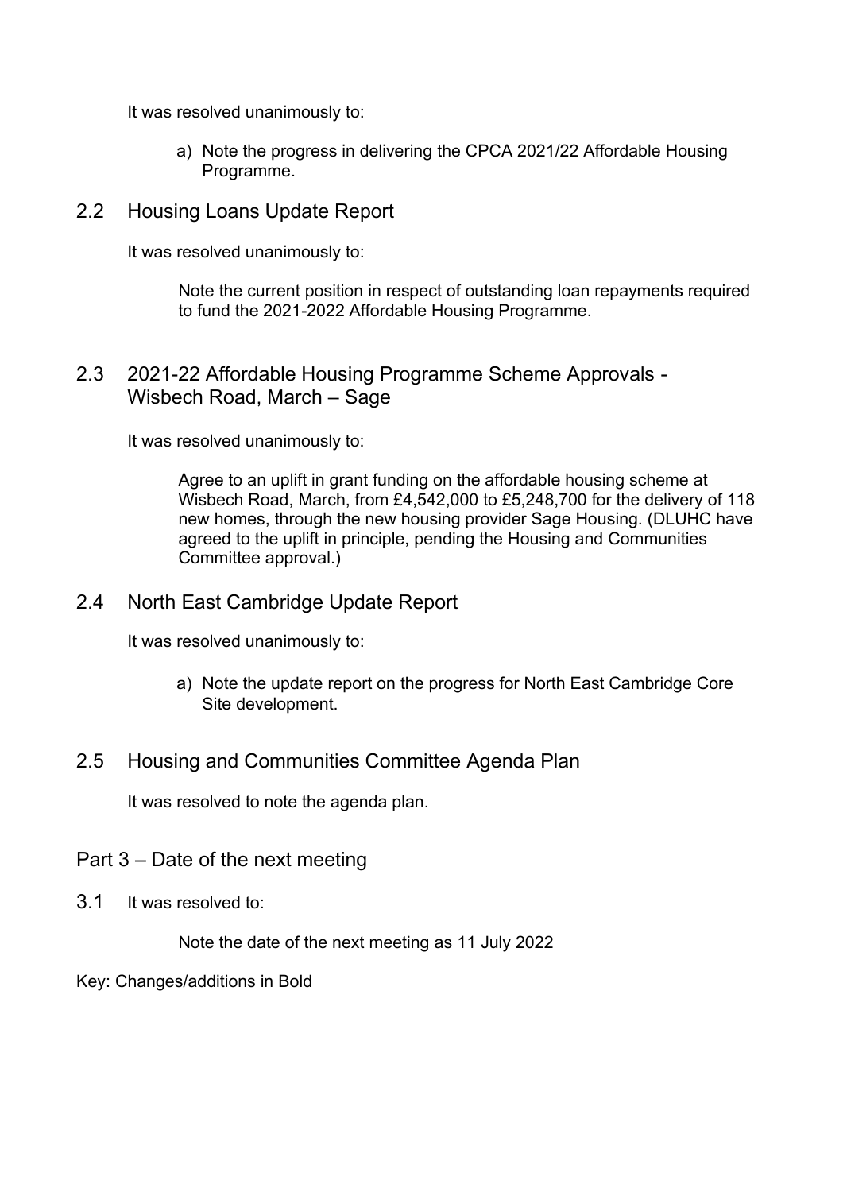It was resolved unanimously to:

a) Note the progress in delivering the CPCA 2021/22 Affordable Housing Programme.

## 2.2 Housing Loans Update Report

It was resolved unanimously to:

Note the current position in respect of outstanding loan repayments required to fund the 2021-2022 Affordable Housing Programme.

## 2.3 2021-22 Affordable Housing Programme Scheme Approvals - Wisbech Road, March – Sage

It was resolved unanimously to:

Agree to an uplift in grant funding on the affordable housing scheme at Wisbech Road, March, from £4,542,000 to £5,248,700 for the delivery of 118 new homes, through the new housing provider Sage Housing. (DLUHC have agreed to the uplift in principle, pending the Housing and Communities Committee approval.)

## 2.4 North East Cambridge Update Report

It was resolved unanimously to:

a) Note the update report on the progress for North East Cambridge Core Site development.

## 2.5 Housing and Communities Committee Agenda Plan

It was resolved to note the agenda plan.

# Part 3 – Date of the next meeting

3.1 It was resolved to:

Note the date of the next meeting as 11 July 2022

Key: Changes/additions in Bold